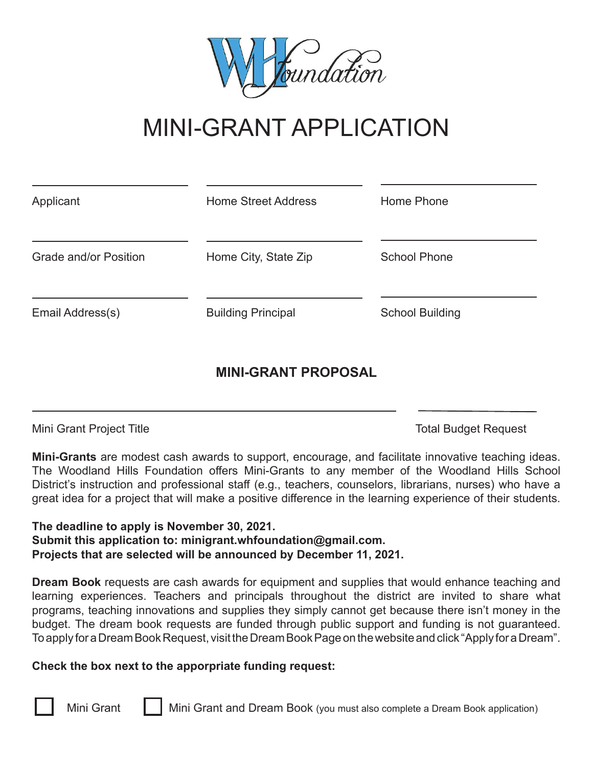WHFoundation

# MINI-GRANT APPLICATION

| | | |
|---|---|---|
| Applicant | Home Street Address | Home Phone |
| Grade and/or Position | Home City, State Zip | School Phone |
| Email Address(s) | Building Principal | School Building |

## MINI-GRANT PROPOSAL

Mini Grant Project Title ______________________ Total Budget Request ______________________

**Mini-Grants** are modest cash awards to support, encourage, and facilitate innovative teaching ideas. The Woodland Hills Foundation offers Mini-Grants to any member of the Woodland Hills School District's instruction and professional staff (e.g., teachers, counselors, librarians, nurses) who have a great idea for a project that will make a positive difference in the learning experience of their students.

**The deadline to apply is November 30, 2021.**
**Submit this application to: minigrant.whfoundation@gmail.com.**
**Projects that are selected will be announced by December 11, 2021.**

**Dream Book** requests are cash awards for equipment and supplies that would enhance teaching and learning experiences. Teachers and principals throughout the district are invited to share what programs, teaching innovations and supplies they simply cannot get because there isn't money in the budget. The dream book requests are funded through public support and funding is not guaranteed. To apply for a Dream Book Request, visit the Dream Book Page on the website and click "Apply for a Dream".

**Check the box next to the apporpriate funding request:**

- [ ] Mini Grant
- [ ] Mini Grant and Dream Book (you must also complete a Dream Book application)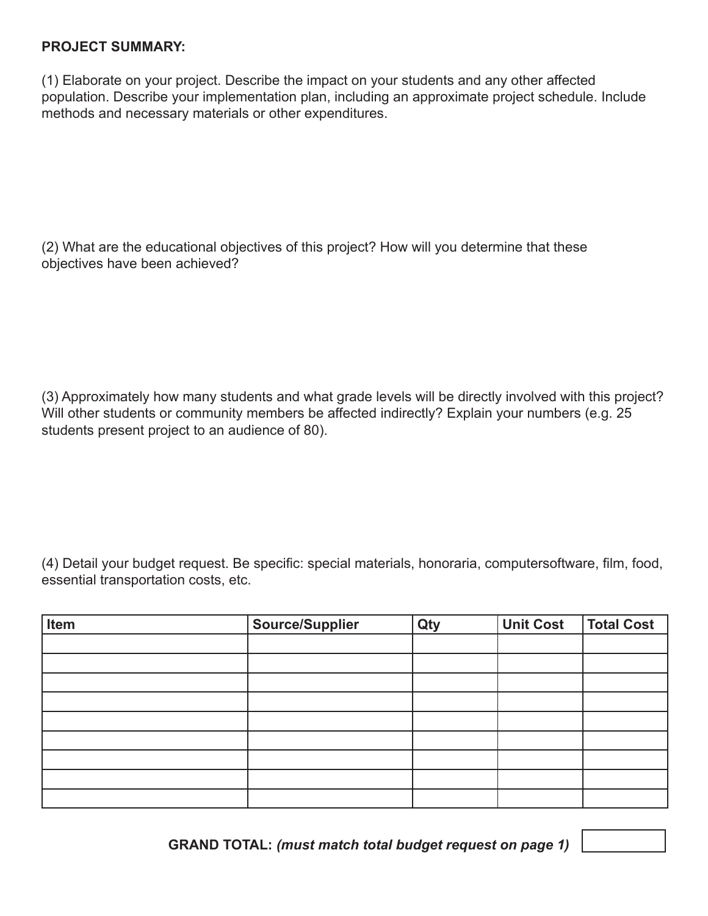**PROJECT SUMMARY:**

(1) Elaborate on your project. Describe the impact on your students and any other affected population. Describe your implementation plan, including an approximate project schedule. Include methods and necessary materials or other expenditures.

(2) What are the educational objectives of this project? How will you determine that these objectives have been achieved?

(3) Approximately how many students and what grade levels will be directly involved with this project? Will other students or community members be affected indirectly? Explain your numbers (e.g. 25 students present project to an audience of 80).

(4) Detail your budget request. Be specific: special materials, honoraria, computersoftware, film, food, essential transportation costs, etc.

| Item | Source/Supplier | Qty | Unit Cost | Total Cost |
|---|---|---|---|---|
| | | | | |
| | | | | |
| | | | | |
| | | | | |
| | | | | |
| | | | | |
| | | | | |
| | | | | |
| | | | | |

**GRAND TOTAL:** ***(must match total budget request on page 1)***